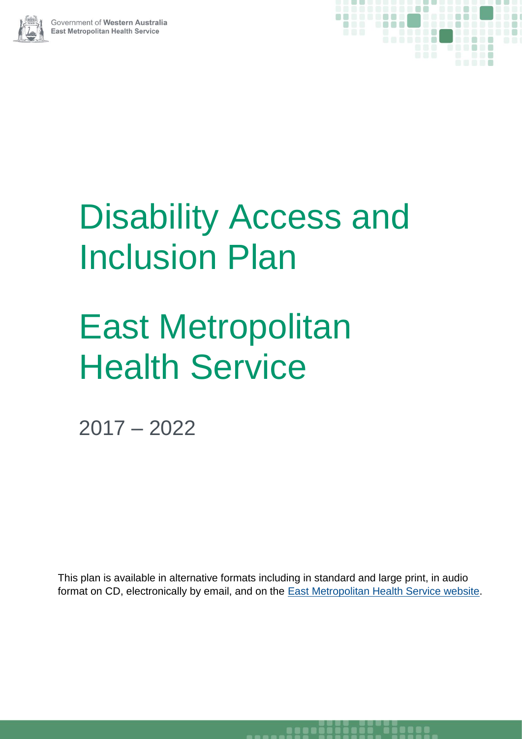Government of **Western Australia**
**East Metropolitan Health Service**

# Disability Access and Inclusion Plan

# East Metropolitan Health Service

2017 – 2022

This plan is available in alternative formats including in standard and large print, in audio format on CD, electronically by email, and on the East Metropolitan Health Service website.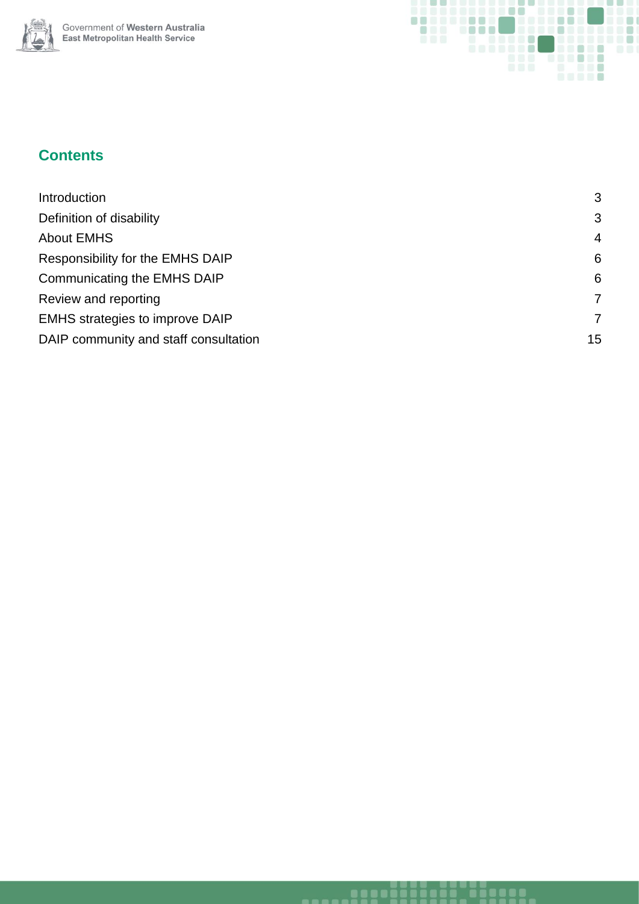## Contents

| | |
|---|---|
| Introduction | 3 |
| Definition of disability | 3 |
| About EMHS | 4 |
| Responsibility for the EMHS DAIP | 6 |
| Communicating the EMHS DAIP | 6 |
| Review and reporting | 7 |
| EMHS strategies to improve DAIP | 7 |
| DAIP community and staff consultation | 15 |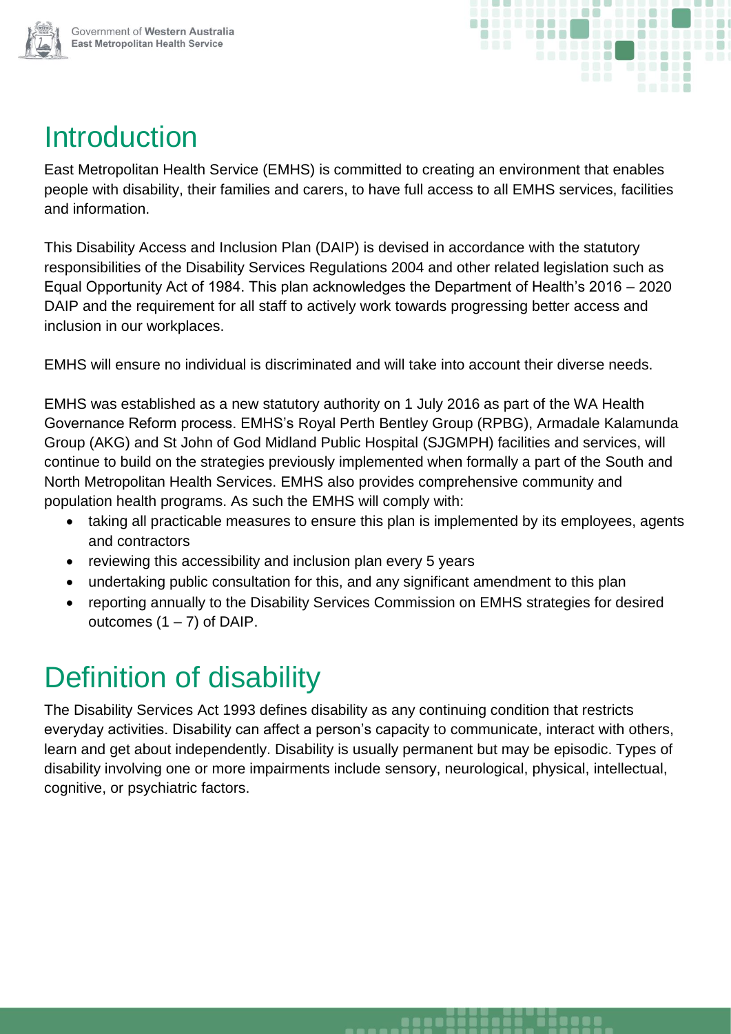# Introduction

East Metropolitan Health Service (EMHS) is committed to creating an environment that enables people with disability, their families and carers, to have full access to all EMHS services, facilities and information.

This Disability Access and Inclusion Plan (DAIP) is devised in accordance with the statutory responsibilities of the Disability Services Regulations 2004 and other related legislation such as Equal Opportunity Act of 1984. This plan acknowledges the Department of Health's 2016 – 2020 DAIP and the requirement for all staff to actively work towards progressing better access and inclusion in our workplaces.

EMHS will ensure no individual is discriminated and will take into account their diverse needs.

EMHS was established as a new statutory authority on 1 July 2016 as part of the WA Health Governance Reform process. EMHS's Royal Perth Bentley Group (RPBG), Armadale Kalamunda Group (AKG) and St John of God Midland Public Hospital (SJGMPH) facilities and services, will continue to build on the strategies previously implemented when formally a part of the South and North Metropolitan Health Services. EMHS also provides comprehensive community and population health programs. As such the EMHS will comply with:

- taking all practicable measures to ensure this plan is implemented by its employees, agents and contractors
- reviewing this accessibility and inclusion plan every 5 years
- undertaking public consultation for this, and any significant amendment to this plan
- reporting annually to the Disability Services Commission on EMHS strategies for desired outcomes (1 – 7) of DAIP.

# Definition of disability

The Disability Services Act 1993 defines disability as any continuing condition that restricts everyday activities. Disability can affect a person's capacity to communicate, interact with others, learn and get about independently. Disability is usually permanent but may be episodic. Types of disability involving one or more impairments include sensory, neurological, physical, intellectual, cognitive, or psychiatric factors.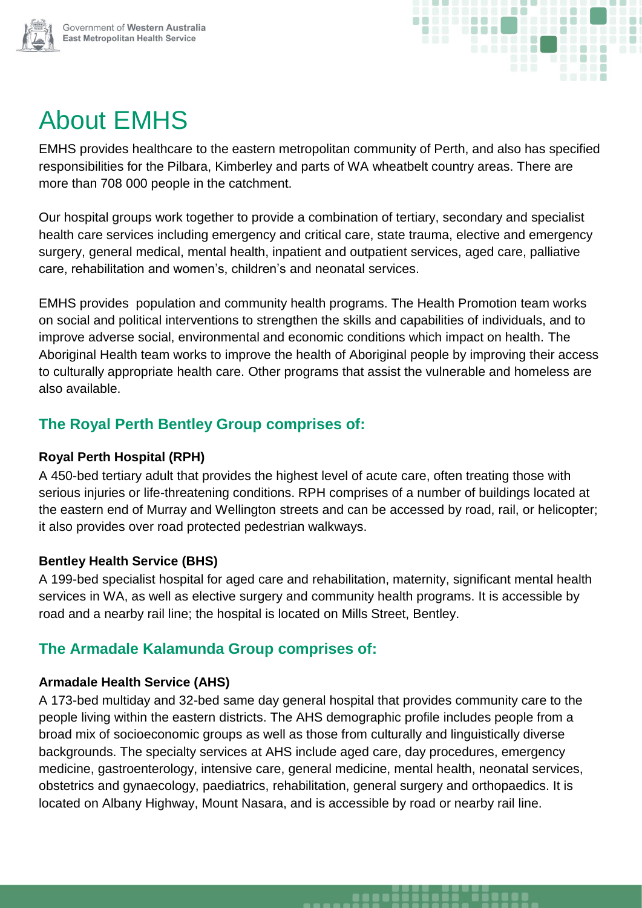# About EMHS

EMHS provides healthcare to the eastern metropolitan community of Perth, and also has specified responsibilities for the Pilbara, Kimberley and parts of WA wheatbelt country areas. There are more than 708 000 people in the catchment.

Our hospital groups work together to provide a combination of tertiary, secondary and specialist health care services including emergency and critical care, state trauma, elective and emergency surgery, general medical, mental health, inpatient and outpatient services, aged care, palliative care, rehabilitation and women's, children's and neonatal services.

EMHS provides population and community health programs. The Health Promotion team works on social and political interventions to strengthen the skills and capabilities of individuals, and to improve adverse social, environmental and economic conditions which impact on health. The Aboriginal Health team works to improve the health of Aboriginal people by improving their access to culturally appropriate health care. Other programs that assist the vulnerable and homeless are also available.

## The Royal Perth Bentley Group comprises of:

**Royal Perth Hospital (RPH)**

A 450-bed tertiary adult that provides the highest level of acute care, often treating those with serious injuries or life-threatening conditions. RPH comprises of a number of buildings located at the eastern end of Murray and Wellington streets and can be accessed by road, rail, or helicopter; it also provides over road protected pedestrian walkways.

**Bentley Health Service (BHS)**

A 199-bed specialist hospital for aged care and rehabilitation, maternity, significant mental health services in WA, as well as elective surgery and community health programs. It is accessible by road and a nearby rail line; the hospital is located on Mills Street, Bentley.

## The Armadale Kalamunda Group comprises of:

**Armadale Health Service (AHS)**

A 173-bed multiday and 32-bed same day general hospital that provides community care to the people living within the eastern districts. The AHS demographic profile includes people from a broad mix of socioeconomic groups as well as those from culturally and linguistically diverse backgrounds. The specialty services at AHS include aged care, day procedures, emergency medicine, gastroenterology, intensive care, general medicine, mental health, neonatal services, obstetrics and gynaecology, paediatrics, rehabilitation, general surgery and orthopaedics. It is located on Albany Highway, Mount Nasara, and is accessible by road or nearby rail line.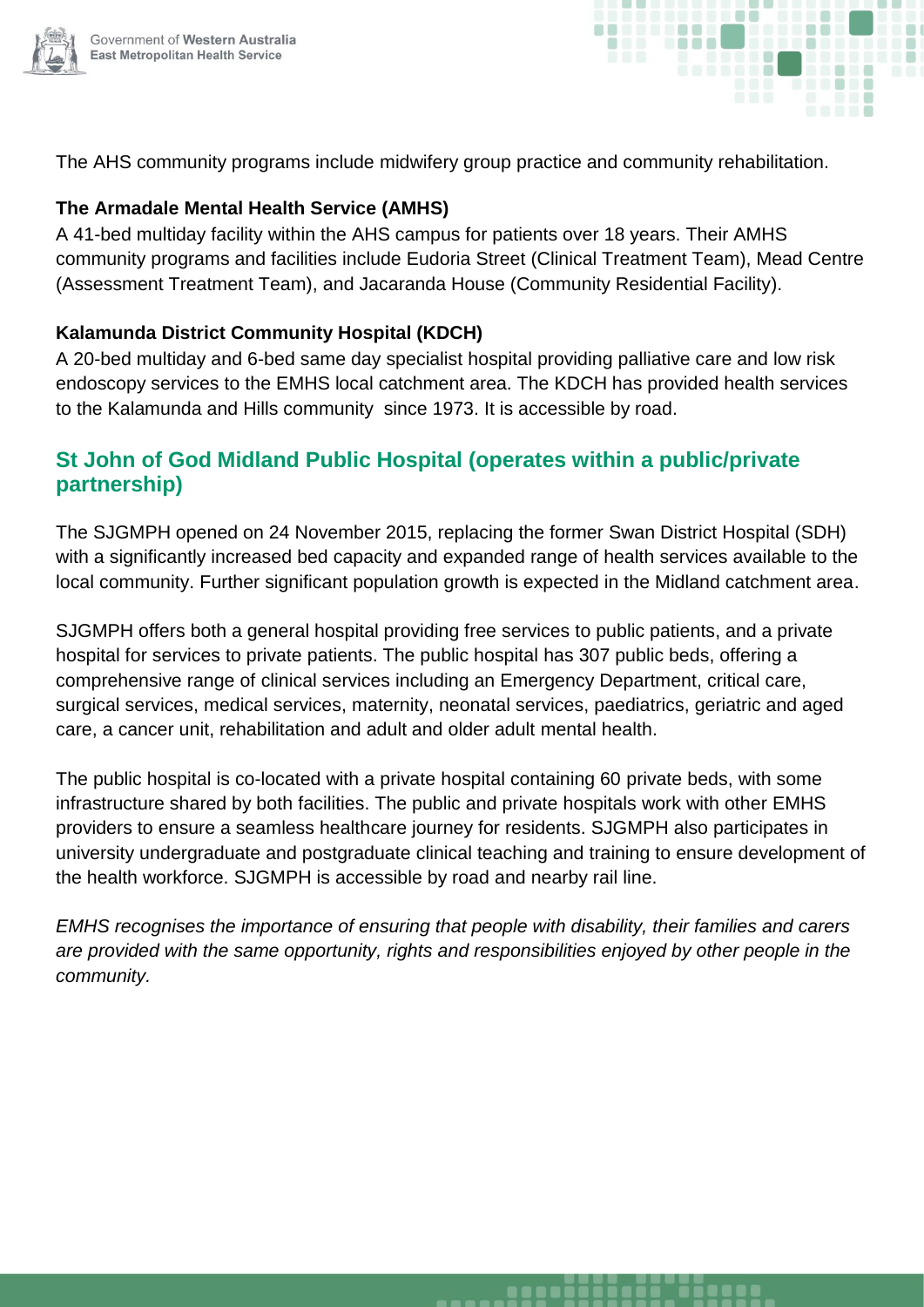The AHS community programs include midwifery group practice and community rehabilitation.

**The Armadale Mental Health Service (AMHS)**

A 41-bed multiday facility within the AHS campus for patients over 18 years. Their AMHS community programs and facilities include Eudoria Street (Clinical Treatment Team), Mead Centre (Assessment Treatment Team), and Jacaranda House (Community Residential Facility).

**Kalamunda District Community Hospital (KDCH)**

A 20-bed multiday and 6-bed same day specialist hospital providing palliative care and low risk endoscopy services to the EMHS local catchment area. The KDCH has provided health services to the Kalamunda and Hills community since 1973. It is accessible by road.

## St John of God Midland Public Hospital (operates within a public/private partnership)

The SJGMPH opened on 24 November 2015, replacing the former Swan District Hospital (SDH) with a significantly increased bed capacity and expanded range of health services available to the local community. Further significant population growth is expected in the Midland catchment area.

SJGMPH offers both a general hospital providing free services to public patients, and a private hospital for services to private patients. The public hospital has 307 public beds, offering a comprehensive range of clinical services including an Emergency Department, critical care, surgical services, medical services, maternity, neonatal services, paediatrics, geriatric and aged care, a cancer unit, rehabilitation and adult and older adult mental health.

The public hospital is co-located with a private hospital containing 60 private beds, with some infrastructure shared by both facilities. The public and private hospitals work with other EMHS providers to ensure a seamless healthcare journey for residents. SJGMPH also participates in university undergraduate and postgraduate clinical teaching and training to ensure development of the health workforce. SJGMPH is accessible by road and nearby rail line.

*EMHS recognises the importance of ensuring that people with disability, their families and carers are provided with the same opportunity, rights and responsibilities enjoyed by other people in the community.*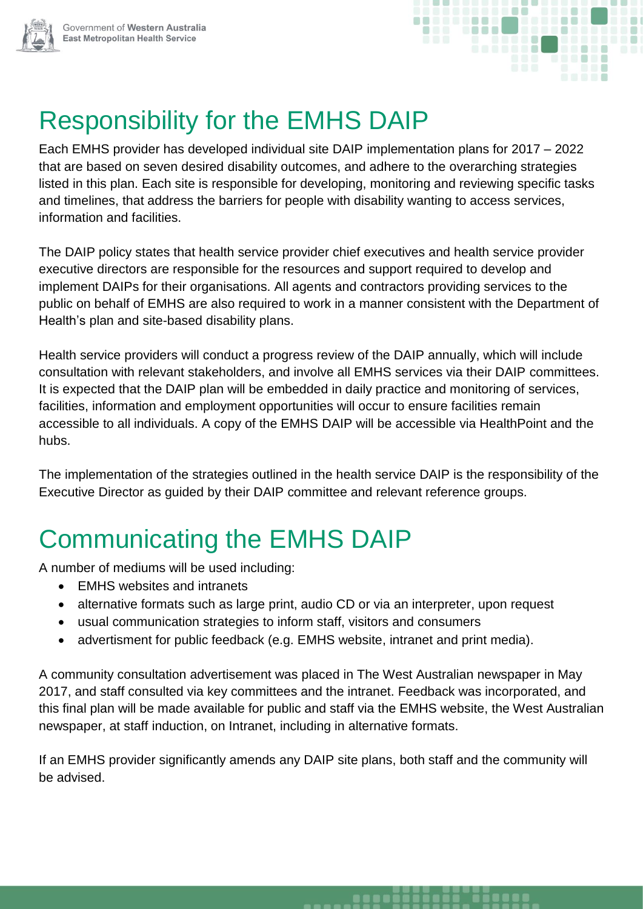# Responsibility for the EMHS DAIP

Each EMHS provider has developed individual site DAIP implementation plans for 2017 – 2022 that are based on seven desired disability outcomes, and adhere to the overarching strategies listed in this plan. Each site is responsible for developing, monitoring and reviewing specific tasks and timelines, that address the barriers for people with disability wanting to access services, information and facilities.

The DAIP policy states that health service provider chief executives and health service provider executive directors are responsible for the resources and support required to develop and implement DAIPs for their organisations. All agents and contractors providing services to the public on behalf of EMHS are also required to work in a manner consistent with the Department of Health's plan and site-based disability plans.

Health service providers will conduct a progress review of the DAIP annually, which will include consultation with relevant stakeholders, and involve all EMHS services via their DAIP committees. It is expected that the DAIP plan will be embedded in daily practice and monitoring of services, facilities, information and employment opportunities will occur to ensure facilities remain accessible to all individuals. A copy of the EMHS DAIP will be accessible via HealthPoint and the hubs.

The implementation of the strategies outlined in the health service DAIP is the responsibility of the Executive Director as guided by their DAIP committee and relevant reference groups.

# Communicating the EMHS DAIP

A number of mediums will be used including:

- EMHS websites and intranets
- alternative formats such as large print, audio CD or via an interpreter, upon request
- usual communication strategies to inform staff, visitors and consumers
- advertisment for public feedback (e.g. EMHS website, intranet and print media).

A community consultation advertisement was placed in The West Australian newspaper in May 2017, and staff consulted via key committees and the intranet. Feedback was incorporated, and this final plan will be made available for public and staff via the EMHS website, the West Australian newspaper, at staff induction, on Intranet, including in alternative formats.

If an EMHS provider significantly amends any DAIP site plans, both staff and the community will be advised.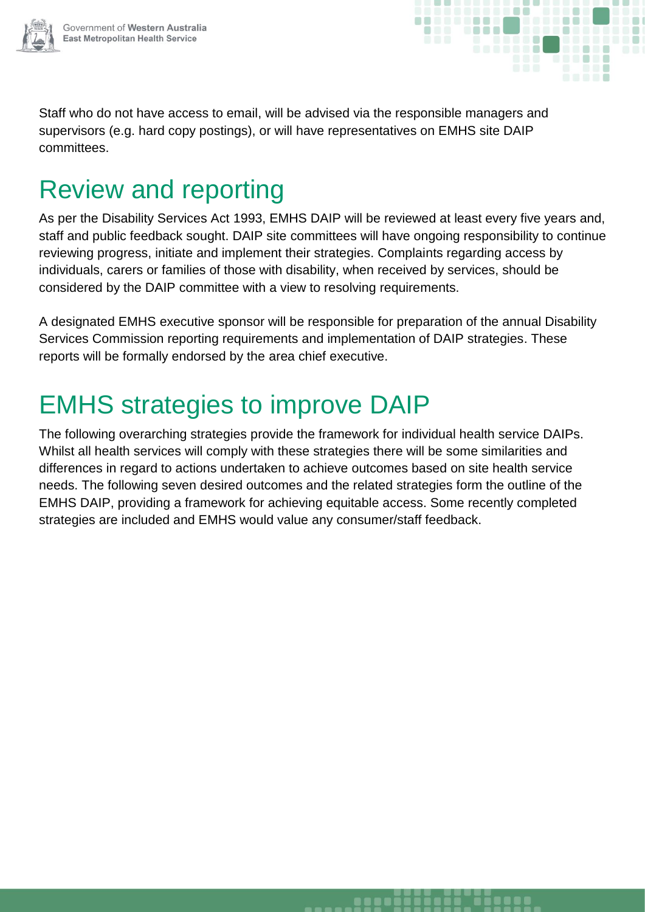Staff who do not have access to email, will be advised via the responsible managers and supervisors (e.g. hard copy postings), or will have representatives on EMHS site DAIP committees.

# Review and reporting

As per the Disability Services Act 1993, EMHS DAIP will be reviewed at least every five years and, staff and public feedback sought. DAIP site committees will have ongoing responsibility to continue reviewing progress, initiate and implement their strategies. Complaints regarding access by individuals, carers or families of those with disability, when received by services, should be considered by the DAIP committee with a view to resolving requirements.

A designated EMHS executive sponsor will be responsible for preparation of the annual Disability Services Commission reporting requirements and implementation of DAIP strategies. These reports will be formally endorsed by the area chief executive.

# EMHS strategies to improve DAIP

The following overarching strategies provide the framework for individual health service DAIPs. Whilst all health services will comply with these strategies there will be some similarities and differences in regard to actions undertaken to achieve outcomes based on site health service needs. The following seven desired outcomes and the related strategies form the outline of the EMHS DAIP, providing a framework for achieving equitable access. Some recently completed strategies are included and EMHS would value any consumer/staff feedback.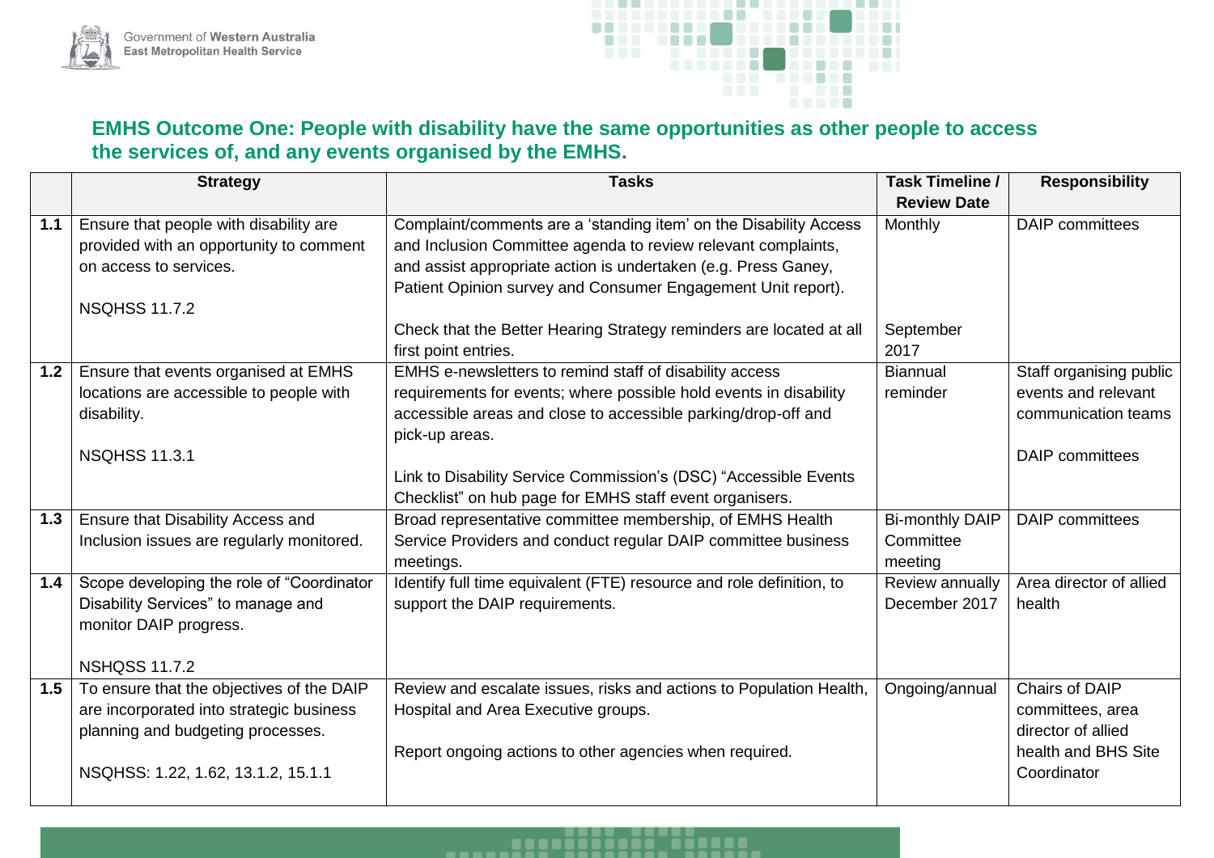## EMHS Outcome One: People with disability have the same opportunities as other people to access the services of, and any events organised by the EMHS.

| | Strategy | Tasks | Task Timeline / Review Date | Responsibility |
|---|---|---|---|---|
| 1.1 | Ensure that people with disability are provided with an opportunity to comment on access to services.<br><br>NSQHSS 11.7.2 | Complaint/comments are a 'standing item' on the Disability Access and Inclusion Committee agenda to review relevant complaints, and assist appropriate action is undertaken (e.g. Press Ganey, Patient Opinion survey and Consumer Engagement Unit report).<br><br>Check that the Better Hearing Strategy reminders are located at all first point entries. | Monthly<br><br>September 2017 | DAIP committees |
| 1.2 | Ensure that events organised at EMHS locations are accessible to people with disability.<br><br>NSQHSS 11.3.1 | EMHS e-newsletters to remind staff of disability access requirements for events; where possible hold events in disability accessible areas and close to accessible parking/drop-off and pick-up areas.<br><br>Link to Disability Service Commission's (DSC) "Accessible Events Checklist" on hub page for EMHS staff event organisers. | Biannual reminder | Staff organising public events and relevant communication teams<br><br>DAIP committees |
| 1.3 | Ensure that Disability Access and Inclusion issues are regularly monitored. | Broad representative committee membership, of EMHS Health Service Providers and conduct regular DAIP committee business meetings. | Bi-monthly DAIP Committee meeting | DAIP committees |
| 1.4 | Scope developing the role of "Coordinator Disability Services" to manage and monitor DAIP progress.<br><br>NSHQSS 11.7.2 | Identify full time equivalent (FTE) resource and role definition, to support the DAIP requirements. | Review annually December 2017 | Area director of allied health |
| 1.5 | To ensure that the objectives of the DAIP are incorporated into strategic business planning and budgeting processes.<br><br>NSQHSS: 1.22, 1.62, 13.1.2, 15.1.1 | Review and escalate issues, risks and actions to Population Health, Hospital and Area Executive groups.<br><br>Report ongoing actions to other agencies when required. | Ongoing/annual | Chairs of DAIP committees, area director of allied health and BHS Site Coordinator |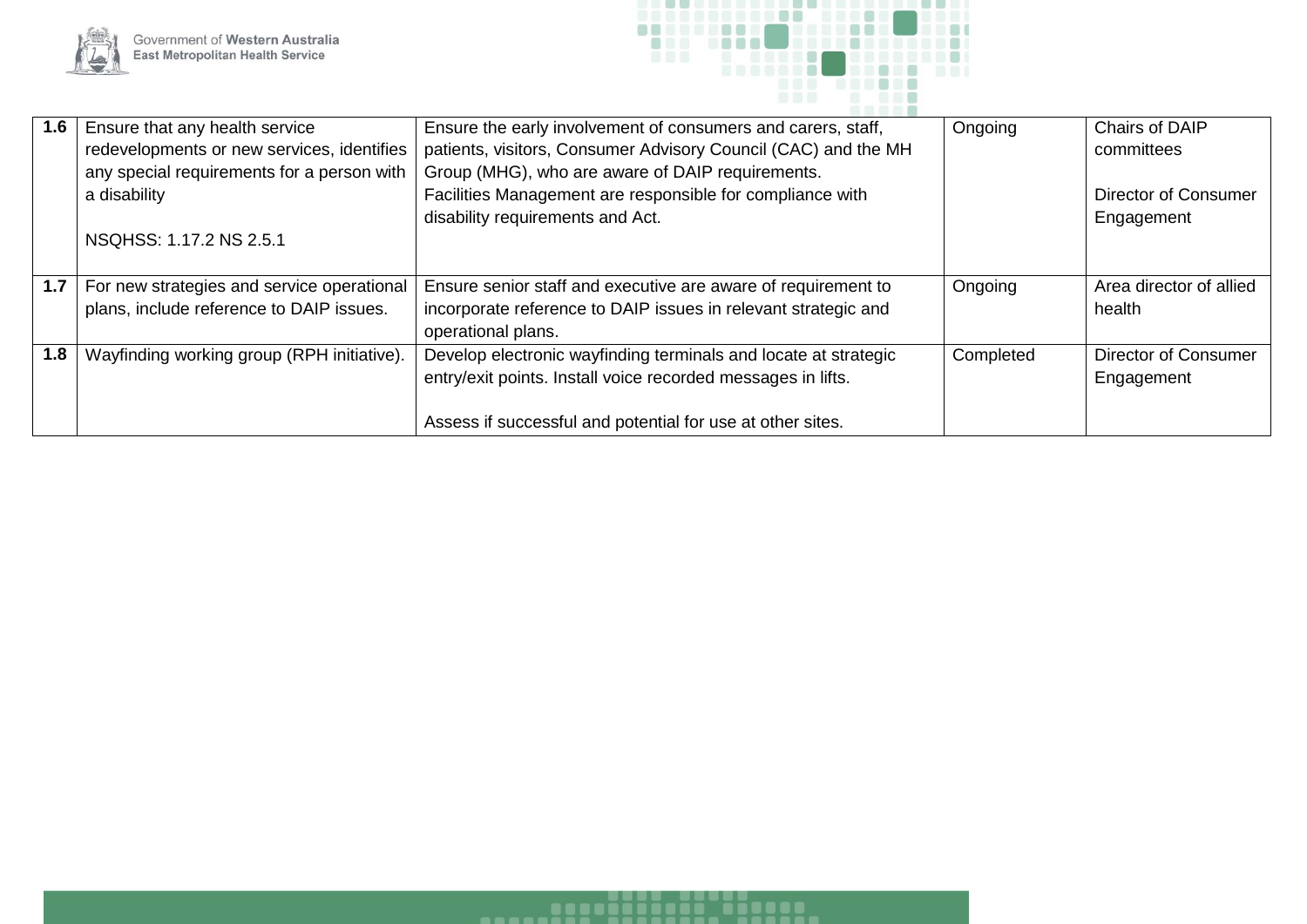| | | | | |
|---|---|---|---|---|
| **1.6** | Ensure that any health service redevelopments or new services, identifies any special requirements for a person with a disability<br><br>NSQHSS: 1.17.2 NS 2.5.1 | Ensure the early involvement of consumers and carers, staff, patients, visitors, Consumer Advisory Council (CAC) and the MH Group (MHG), who are aware of DAIP requirements.<br>Facilities Management are responsible for compliance with disability requirements and Act. | Ongoing | Chairs of DAIP committees<br><br>Director of Consumer Engagement |
| **1.7** | For new strategies and service operational plans, include reference to DAIP issues. | Ensure senior staff and executive are aware of requirement to incorporate reference to DAIP issues in relevant strategic and operational plans. | Ongoing | Area director of allied health |
| **1.8** | Wayfinding working group (RPH initiative). | Develop electronic wayfinding terminals and locate at strategic entry/exit points. Install voice recorded messages in lifts.<br><br>Assess if successful and potential for use at other sites. | Completed | Director of Consumer Engagement |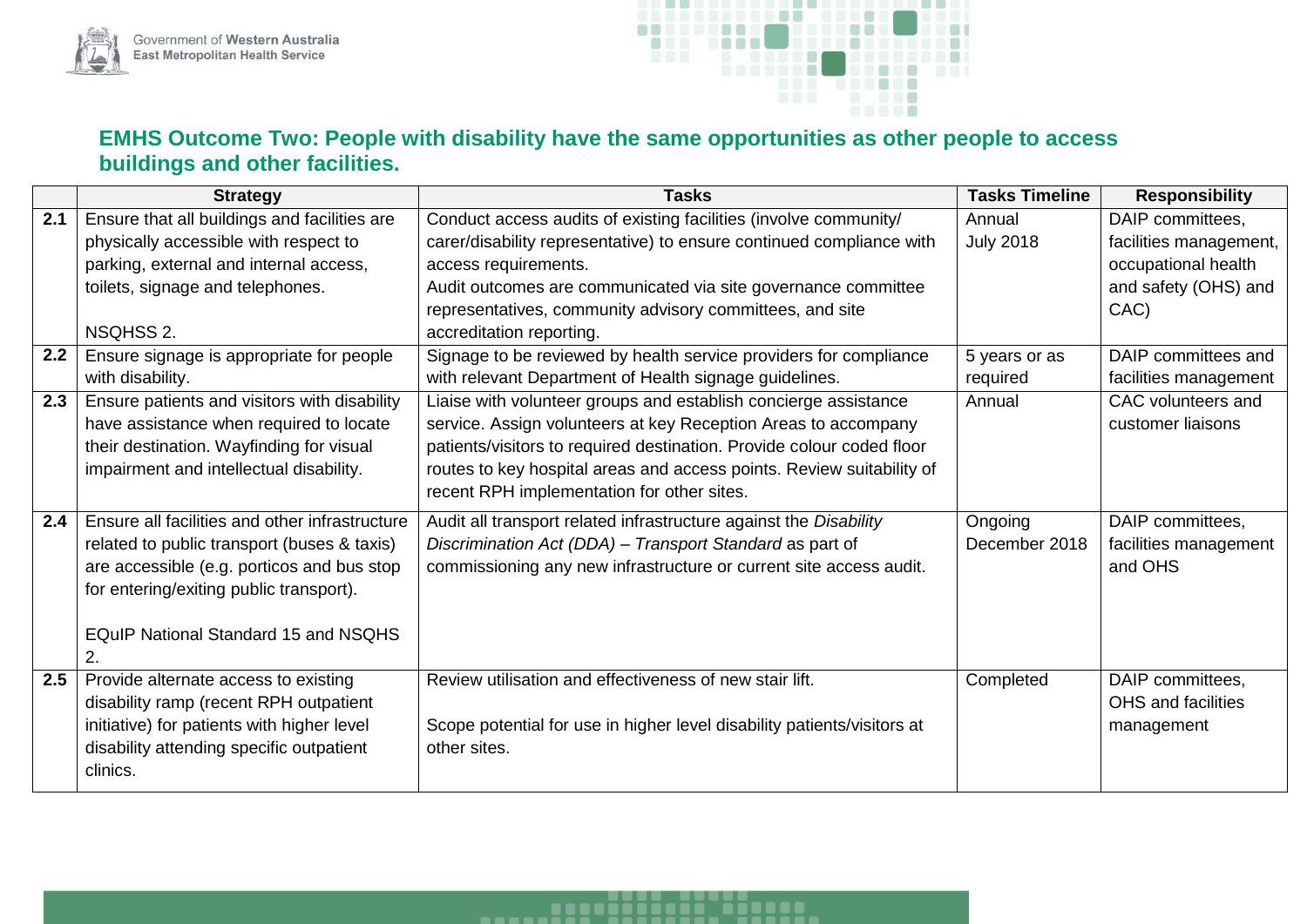## EMHS Outcome Two: People with disability have the same opportunities as other people to access buildings and other facilities.

| | Strategy | Tasks | Tasks Timeline | Responsibility |
|---|---|---|---|---|
| **2.1** | Ensure that all buildings and facilities are physically accessible with respect to parking, external and internal access, toilets, signage and telephones.<br><br>NSQHSS 2. | Conduct access audits of existing facilities (involve community/ carer/disability representative) to ensure continued compliance with access requirements.<br>Audit outcomes are communicated via site governance committee representatives, community advisory committees, and site accreditation reporting. | Annual<br>July 2018 | DAIP committees, facilities management, occupational health and safety (OHS) and CAC) |
| **2.2** | Ensure signage is appropriate for people with disability. | Signage to be reviewed by health service providers for compliance with relevant Department of Health signage guidelines. | 5 years or as required | DAIP committees and facilities management |
| **2.3** | Ensure patients and visitors with disability have assistance when required to locate their destination. Wayfinding for visual impairment and intellectual disability. | Liaise with volunteer groups and establish concierge assistance service. Assign volunteers at key Reception Areas to accompany patients/visitors to required destination. Provide colour coded floor routes to key hospital areas and access points. Review suitability of recent RPH implementation for other sites. | Annual | CAC volunteers and customer liaisons |
| **2.4** | Ensure all facilities and other infrastructure related to public transport (buses & taxis) are accessible (e.g. porticos and bus stop for entering/exiting public transport).<br><br>EQuIP National Standard 15 and NSQHS 2. | Audit all transport related infrastructure against the *Disability Discrimination Act (DDA) – Transport Standard* as part of commissioning any new infrastructure or current site access audit. | Ongoing<br>December 2018 | DAIP committees, facilities management and OHS |
| **2.5** | Provide alternate access to existing disability ramp (recent RPH outpatient initiative) for patients with higher level disability attending specific outpatient clinics. | Review utilisation and effectiveness of new stair lift.<br><br>Scope potential for use in higher level disability patients/visitors at other sites. | Completed | DAIP committees, OHS and facilities management |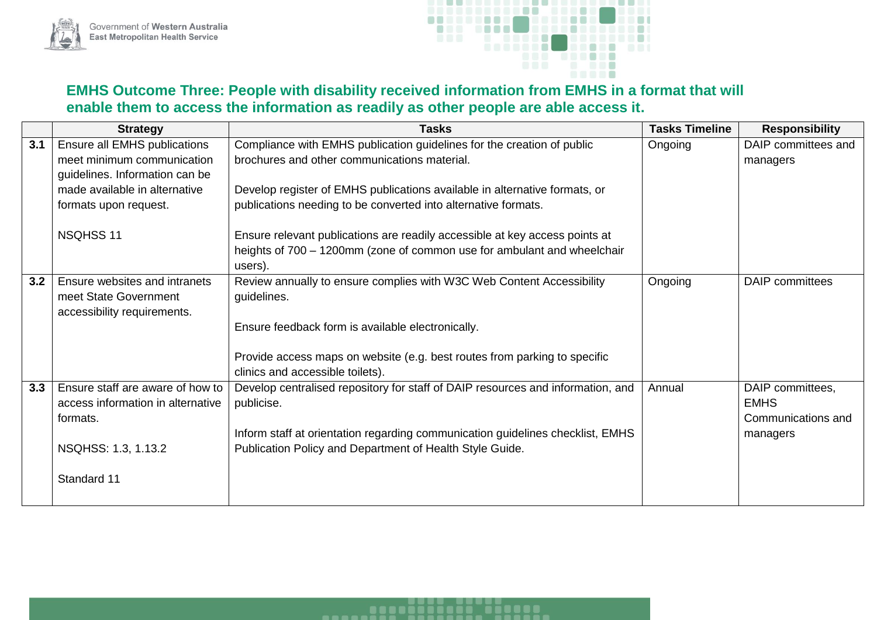## EMHS Outcome Three: People with disability received information from EMHS in a format that will enable them to access the information as readily as other people are able access it.

| | Strategy | Tasks | Tasks Timeline | Responsibility |
|---|---|---|---|---|
| **3.1** | Ensure all EMHS publications meet minimum communication guidelines. Information can be made available in alternative formats upon request.<br><br>NSQHSS 11 | Compliance with EMHS publication guidelines for the creation of public brochures and other communications material.<br><br>Develop register of EMHS publications available in alternative formats, or publications needing to be converted into alternative formats.<br><br>Ensure relevant publications are readily accessible at key access points at heights of 700 – 1200mm (zone of common use for ambulant and wheelchair users). | Ongoing | DAIP committees and managers |
| **3.2** | Ensure websites and intranets meet State Government accessibility requirements. | Review annually to ensure complies with W3C Web Content Accessibility guidelines.<br><br>Ensure feedback form is available electronically.<br><br>Provide access maps on website (e.g. best routes from parking to specific clinics and accessible toilets). | Ongoing | DAIP committees |
| **3.3** | Ensure staff are aware of how to access information in alternative formats.<br><br>NSQHSS: 1.3, 1.13.2<br><br>Standard 11 | Develop centralised repository for staff of DAIP resources and information, and publicise.<br><br>Inform staff at orientation regarding communication guidelines checklist, EMHS Publication Policy and Department of Health Style Guide. | Annual | DAIP committees, EMHS Communications and managers |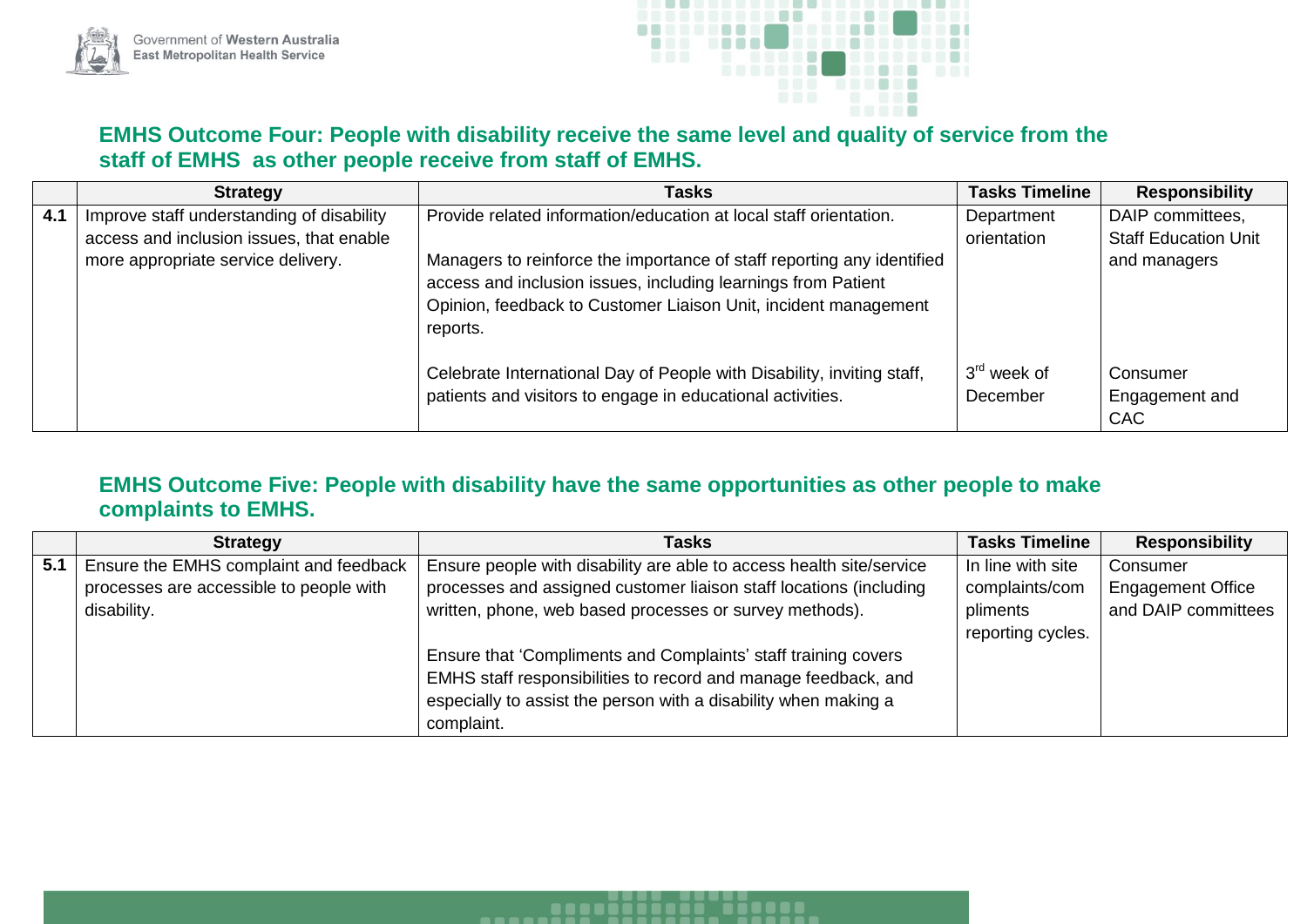## EMHS Outcome Four: People with disability receive the same level and quality of service from the staff of EMHS as other people receive from staff of EMHS.

| | Strategy | Tasks | Tasks Timeline | Responsibility |
|---|---|---|---|---|
| **4.1** | Improve staff understanding of disability access and inclusion issues, that enable more appropriate service delivery. | Provide related information/education at local staff orientation.<br><br>Managers to reinforce the importance of staff reporting any identified access and inclusion issues, including learnings from Patient Opinion, feedback to Customer Liaison Unit, incident management reports. | Department orientation | DAIP committees, Staff Education Unit and managers |
| | | Celebrate International Day of People with Disability, inviting staff, patients and visitors to engage in educational activities. | 3rd week of December | Consumer Engagement and CAC |

## EMHS Outcome Five: People with disability have the same opportunities as other people to make complaints to EMHS.

| | Strategy | Tasks | Tasks Timeline | Responsibility |
|---|---|---|---|---|
| **5.1** | Ensure the EMHS complaint and feedback processes are accessible to people with disability. | Ensure people with disability are able to access health site/service processes and assigned customer liaison staff locations (including written, phone, web based processes or survey methods).<br><br>Ensure that 'Compliments and Complaints' staff training covers EMHS staff responsibilities to record and manage feedback, and especially to assist the person with a disability when making a complaint. | In line with site complaints/compliments reporting cycles. | Consumer Engagement Office and DAIP committees |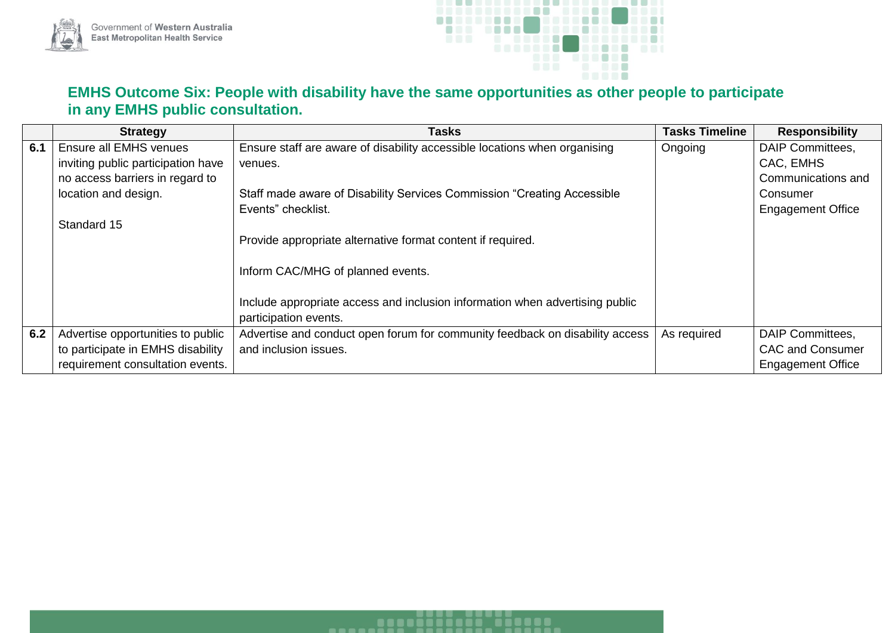## EMHS Outcome Six: People with disability have the same opportunities as other people to participate in any EMHS public consultation.

| | Strategy | Tasks | Tasks Timeline | Responsibility |
|---|---|---|---|---|
| **6.1** | Ensure all EMHS venues inviting public participation have no access barriers in regard to location and design.<br><br>Standard 15 | Ensure staff are aware of disability accessible locations when organising venues.<br><br>Staff made aware of Disability Services Commission "Creating Accessible Events" checklist.<br><br>Provide appropriate alternative format content if required.<br><br>Inform CAC/MHG of planned events.<br><br>Include appropriate access and inclusion information when advertising public participation events. | Ongoing | DAIP Committees, CAC, EMHS Communications and Consumer Engagement Office |
| **6.2** | Advertise opportunities to public to participate in EMHS disability requirement consultation events. | Advertise and conduct open forum for community feedback on disability access and inclusion issues. | As required | DAIP Committees, CAC and Consumer Engagement Office |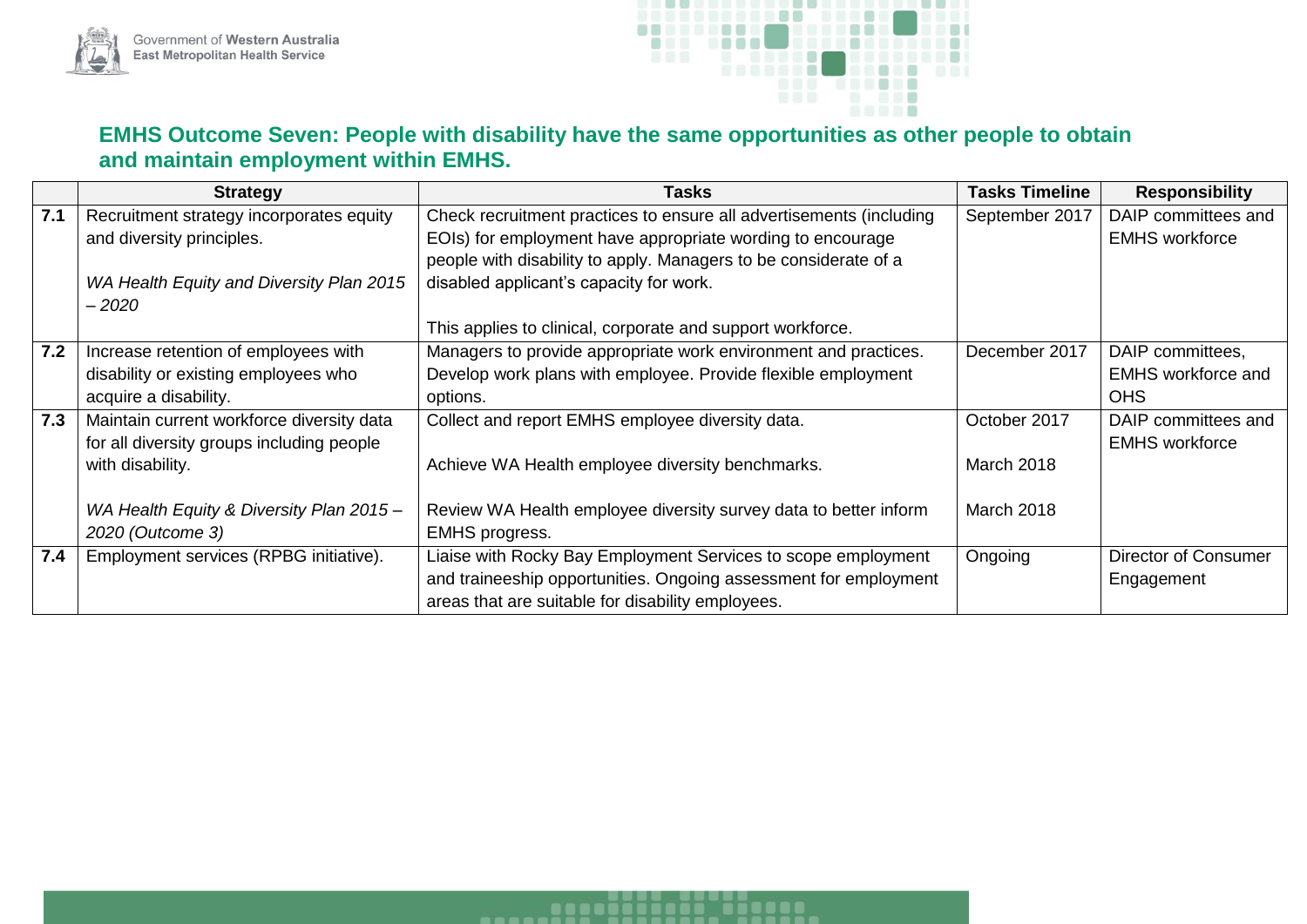## EMHS Outcome Seven: People with disability have the same opportunities as other people to obtain and maintain employment within EMHS.

| | Strategy | Tasks | Tasks Timeline | Responsibility |
|---|---|---|---|---|
| 7.1 | Recruitment strategy incorporates equity and diversity principles.<br><br>*WA Health Equity and Diversity Plan 2015 – 2020* | Check recruitment practices to ensure all advertisements (including EOIs) for employment have appropriate wording to encourage people with disability to apply. Managers to be considerate of a disabled applicant's capacity for work.<br><br>This applies to clinical, corporate and support workforce. | September 2017 | DAIP committees and EMHS workforce |
| 7.2 | Increase retention of employees with disability or existing employees who acquire a disability. | Managers to provide appropriate work environment and practices. Develop work plans with employee. Provide flexible employment options. | December 2017 | DAIP committees, EMHS workforce and OHS |
| 7.3 | Maintain current workforce diversity data for all diversity groups including people with disability.<br><br>*WA Health Equity & Diversity Plan 2015 – 2020 (Outcome 3)* | Collect and report EMHS employee diversity data.<br><br>Achieve WA Health employee diversity benchmarks.<br><br>Review WA Health employee diversity survey data to better inform EMHS progress. | October 2017<br><br>March 2018<br><br>March 2018 | DAIP committees and EMHS workforce |
| 7.4 | Employment services (RPBG initiative). | Liaise with Rocky Bay Employment Services to scope employment and traineeship opportunities. Ongoing assessment for employment areas that are suitable for disability employees. | Ongoing | Director of Consumer Engagement |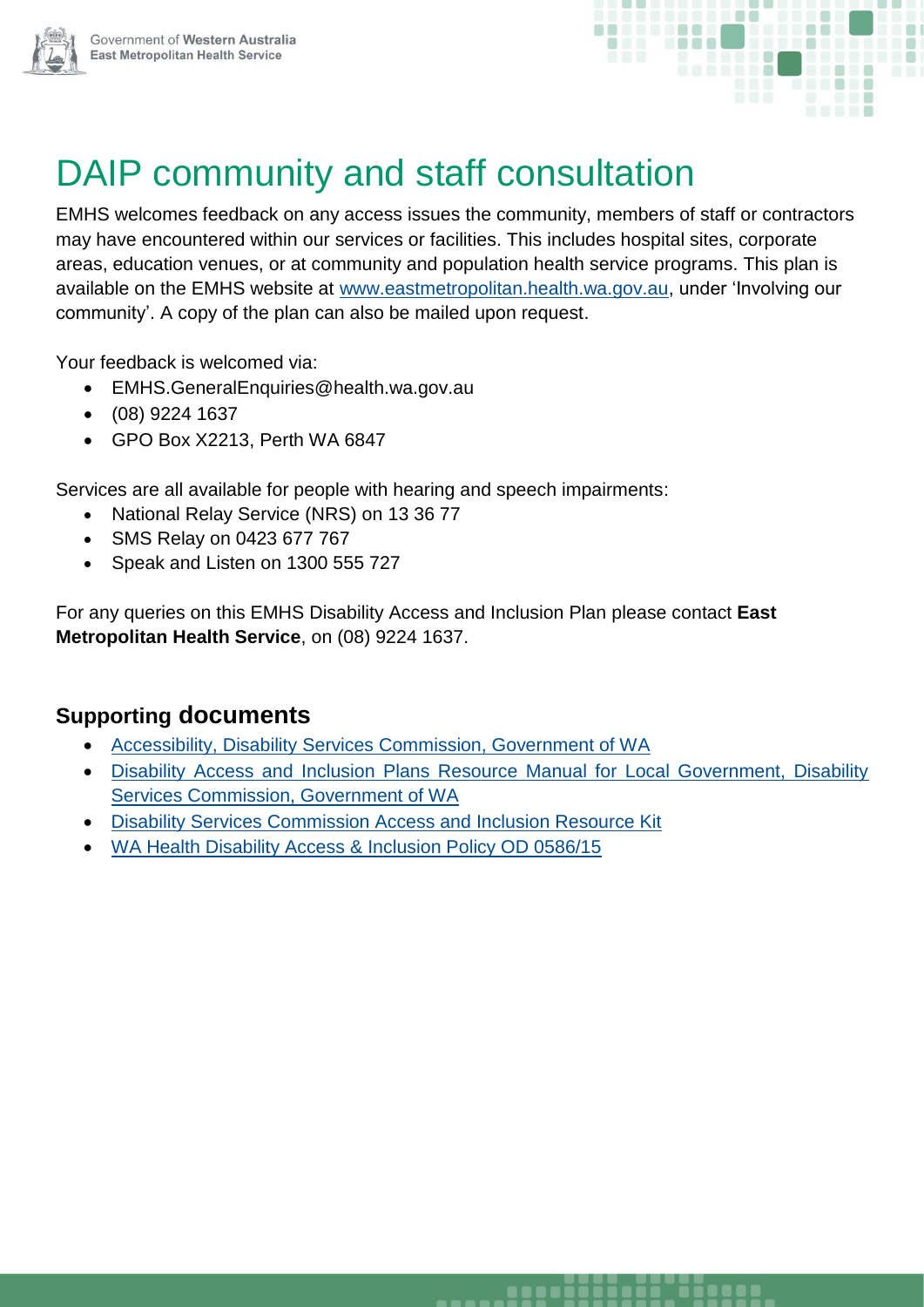# DAIP community and staff consultation

EMHS welcomes feedback on any access issues the community, members of staff or contractors may have encountered within our services or facilities. This includes hospital sites, corporate areas, education venues, or at community and population health service programs. This plan is available on the EMHS website at [www.eastmetropolitan.health.wa.gov.au](http://www.eastmetropolitan.health.wa.gov.au), under 'Involving our community'. A copy of the plan can also be mailed upon request.

Your feedback is welcomed via:

- EMHS.GeneralEnquiries@health.wa.gov.au
- (08) 9224 1637
- GPO Box X2213, Perth WA 6847

Services are all available for people with hearing and speech impairments:

- National Relay Service (NRS) on 13 36 77
- SMS Relay on 0423 677 767
- Speak and Listen on 1300 555 727

For any queries on this EMHS Disability Access and Inclusion Plan please contact **East Metropolitan Health Service**, on (08) 9224 1637.

## Supporting documents

- Accessibility, Disability Services Commission, Government of WA
- Disability Access and Inclusion Plans Resource Manual for Local Government, Disability Services Commission, Government of WA
- Disability Services Commission Access and Inclusion Resource Kit
- WA Health Disability Access & Inclusion Policy OD 0586/15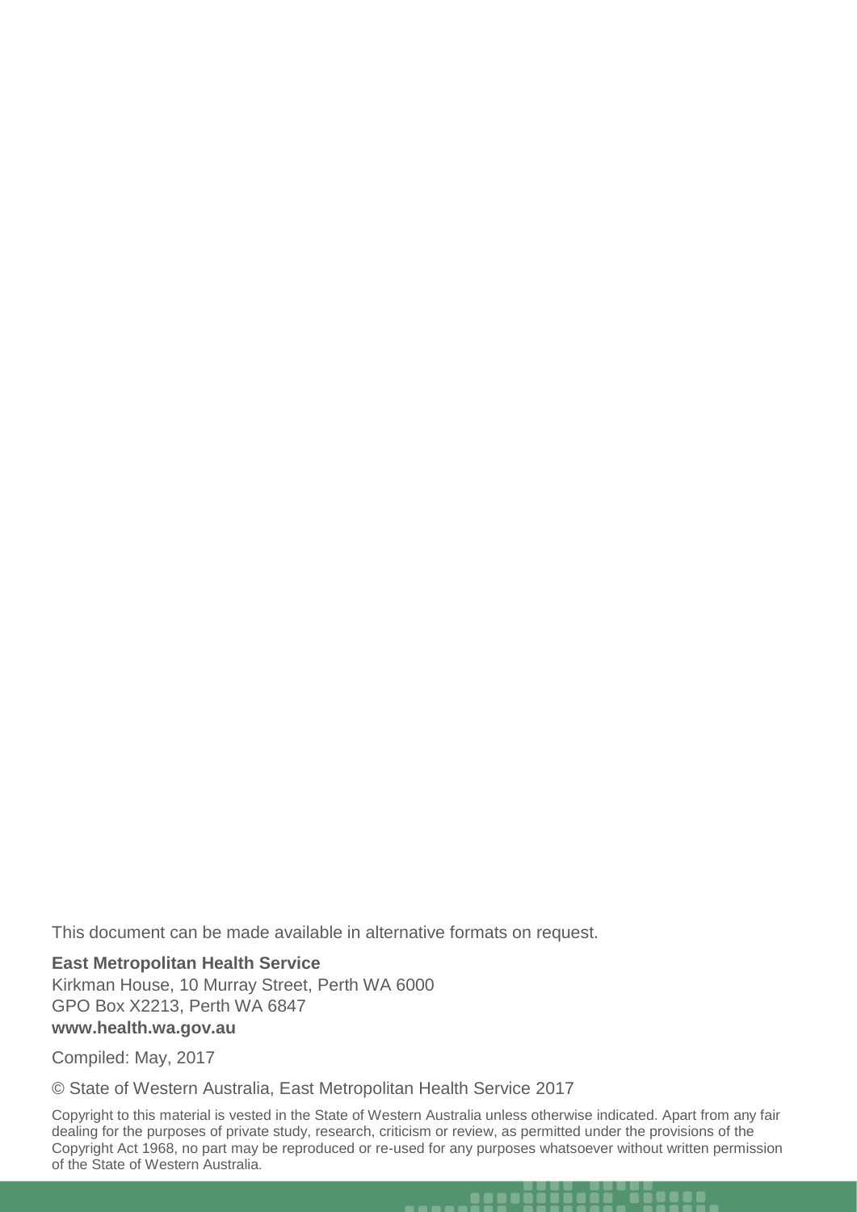This document can be made available in alternative formats on request.

**East Metropolitan Health Service**
Kirkman House, 10 Murray Street, Perth WA 6000
GPO Box X2213, Perth WA 6847
**www.health.wa.gov.au**

Compiled: May, 2017

© State of Western Australia, East Metropolitan Health Service 2017

Copyright to this material is vested in the State of Western Australia unless otherwise indicated. Apart from any fair dealing for the purposes of private study, research, criticism or review, as permitted under the provisions of the Copyright Act 1968, no part may be reproduced or re-used for any purposes whatsoever without written permission of the State of Western Australia.